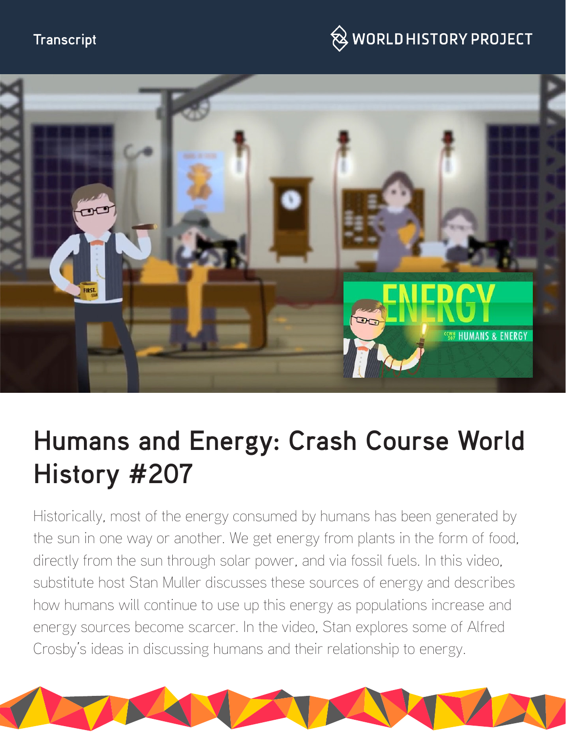Transcript

# Humans and Energy: Crash Course World History #207

Historically, most of the energy consumed by humans has been generated by the sun in one way or another. We get energy from plants in the form of food, directly from the sun through solar power, and via fossil fuels. In this video, substitute host Stan Muller discusses these sources of energy and describes how humans will continue to use up this energy as populations increase and energy sources become scarcer. In the video, Stan explores some of Alfred Crosby's ideas in discussing humans and their relationship to energy.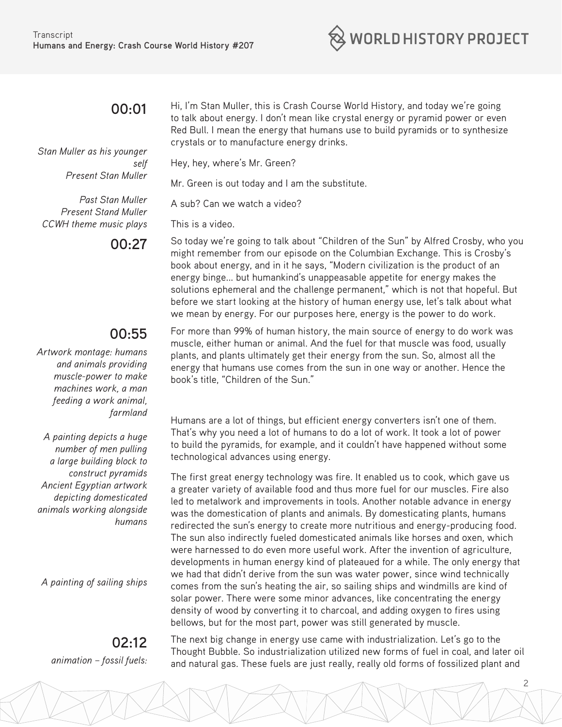**00:01**

Hi, I'm Stan Muller, this is Crash Course World History, and today we're going to talk about energy. I don't mean like crystal energy or pyramid power or even Red Bull. I mean the energy that humans use to build pyramids or to synthesize crystals or to manufacture energy drinks.

*Stan Muller as his younger self*

Hey, hey, where's Mr. Green?

*Present Stan Muller*

Mr. Green is out today and I am the substitute.

*Past Stan Muller*

A sub? Can we watch a video?

*Present Stand Muller*

This is a video.

*CCWH theme music plays*

**00:27**

So today we're going to talk about "Children of the Sun" by Alfred Crosby, who you might remember from our episode on the Columbian Exchange. This is Crosby's book about energy, and in it he says, "Modern civilization is the product of an energy binge… but humankind's unappeasable appetite for energy makes the solutions ephemeral and the challenge permanent," which is not that hopeful. But before we start looking at the history of human energy use, let's talk about what we mean by energy. For our purposes here, energy is the power to do work.

**00:55**

*Artwork montage: humans and animals providing muscle-power to make machines work, a man feeding a work animal, farmland*

For more than 99% of human history, the main source of energy to do work was muscle, either human or animal. And the fuel for that muscle was food, usually plants, and plants ultimately get their energy from the sun. So, almost all the energy that humans use comes from the sun in one way or another. Hence the book's title, "Children of the Sun."

*A painting depicts a huge number of men pulling a large building block to construct pyramids*

Humans are a lot of things, but efficient energy converters isn't one of them. That's why you need a lot of humans to do a lot of work. It took a lot of power to build the pyramids, for example, and it couldn't have happened without some technological advances using energy.

*Ancient Egyptian artwork depicting domesticated animals working alongside humans*

The first great energy technology was fire. It enabled us to cook, which gave us a greater variety of available food and thus more fuel for our muscles. Fire also led to metalwork and improvements in tools. Another notable advance in energy was the domestication of plants and animals. By domesticating plants, humans redirected the sun's energy to create more nutritious and energy-producing food. The sun also indirectly fueled domesticated animals like horses and oxen, which were harnessed to do even more useful work. After the invention of agriculture, developments in human energy kind of plateaued for a while. The only energy that we had that didn't derive from the sun was water power, since wind technically comes from the sun's heating the air, so sailing ships and windmills are kind of solar power. There were some minor advances, like concentrating the energy density of wood by converting it to charcoal, and adding oxygen to fires using bellows, but for the most part, power was still generated by muscle.

*A painting of sailing ships*

**02:12**

*animation – fossil fuels:*

The next big change in energy use came with industrialization. Let's go to the Thought Bubble. So industrialization utilized new forms of fuel in coal, and later oil and natural gas. These fuels are just really, really old forms of fossilized plant and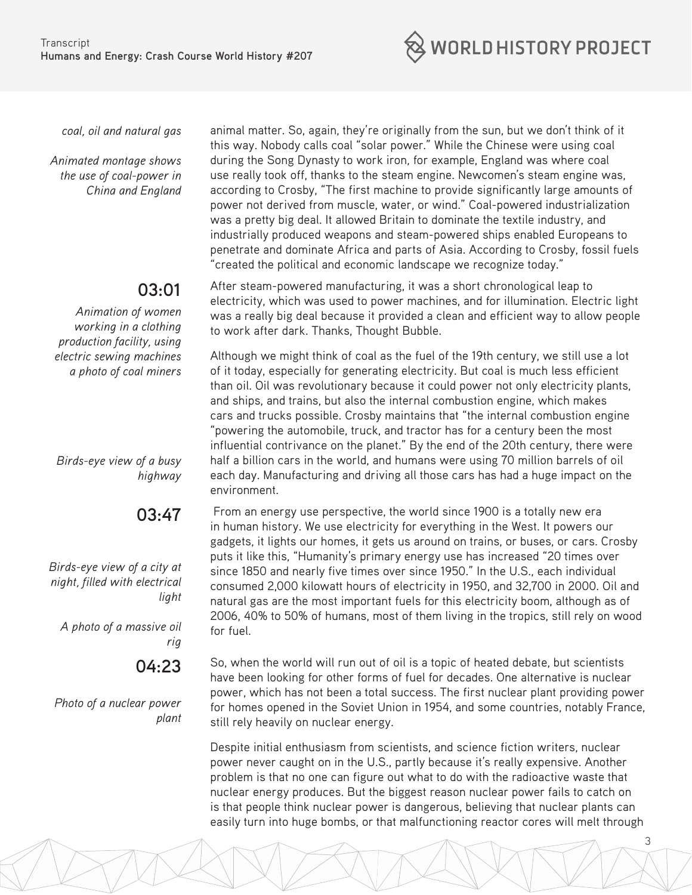*coal, oil and natural gas*

*Animated montage shows the use of coal-power in China and England*

animal matter. So, again, they're originally from the sun, but we don't think of it this way. Nobody calls coal "solar power." While the Chinese were using coal during the Song Dynasty to work iron, for example, England was where coal use really took off, thanks to the steam engine. Newcomen's steam engine was, according to Crosby, "The first machine to provide significantly large amounts of power not derived from muscle, water, or wind." Coal-powered industrialization was a pretty big deal. It allowed Britain to dominate the textile industry, and industrially produced weapons and steam-powered ships enabled Europeans to penetrate and dominate Africa and parts of Asia. According to Crosby, fossil fuels "created the political and economic landscape we recognize today."

**03:01**

*Animation of women working in a clothing production facility, using electric sewing machines a photo of coal miners*

After steam-powered manufacturing, it was a short chronological leap to electricity, which was used to power machines, and for illumination. Electric light was a really big deal because it provided a clean and efficient way to allow people to work after dark. Thanks, Thought Bubble.

Although we might think of coal as the fuel of the 19th century, we still use a lot of it today, especially for generating electricity. But coal is much less efficient than oil. Oil was revolutionary because it could power not only electricity plants, and ships, and trains, but also the internal combustion engine, which makes cars and trucks possible. Crosby maintains that "the internal combustion engine "powering the automobile, truck, and tractor has for a century been the most influential contrivance on the planet." By the end of the 20th century, there were half a billion cars in the world, and humans were using 70 million barrels of oil each day. Manufacturing and driving all those cars has had a huge impact on the environment.

*Birds-eye view of a busy highway*

**03:47**

From an energy use perspective, the world since 1900 is a totally new era in human history. We use electricity for everything in the West. It powers our gadgets, it lights our homes, it gets us around on trains, or buses, or cars. Crosby puts it like this, "Humanity's primary energy use has increased "20 times over since 1850 and nearly five times over since 1950." In the U.S., each individual consumed 2,000 kilowatt hours of electricity in 1950, and 32,700 in 2000. Oil and natural gas are the most important fuels for this electricity boom, although as of 2006, 40% to 50% of humans, most of them living in the tropics, still rely on wood for fuel.

*Birds-eye view of a city at night, filled with electrical light*

*A photo of a massive oil rig*

**04:23**

So, when the world will run out of oil is a topic of heated debate, but scientists have been looking for other forms of fuel for decades. One alternative is nuclear power, which has not been a total success. The first nuclear plant providing power for homes opened in the Soviet Union in 1954, and some countries, notably France, still rely heavily on nuclear energy.

*Photo of a nuclear power plant*

Despite initial enthusiasm from scientists, and science fiction writers, nuclear power never caught on in the U.S., partly because it's really expensive. Another problem is that no one can figure out what to do with the radioactive waste that nuclear energy produces. But the biggest reason nuclear power fails to catch on is that people think nuclear power is dangerous, believing that nuclear plants can easily turn into huge bombs, or that malfunctioning reactor cores will melt through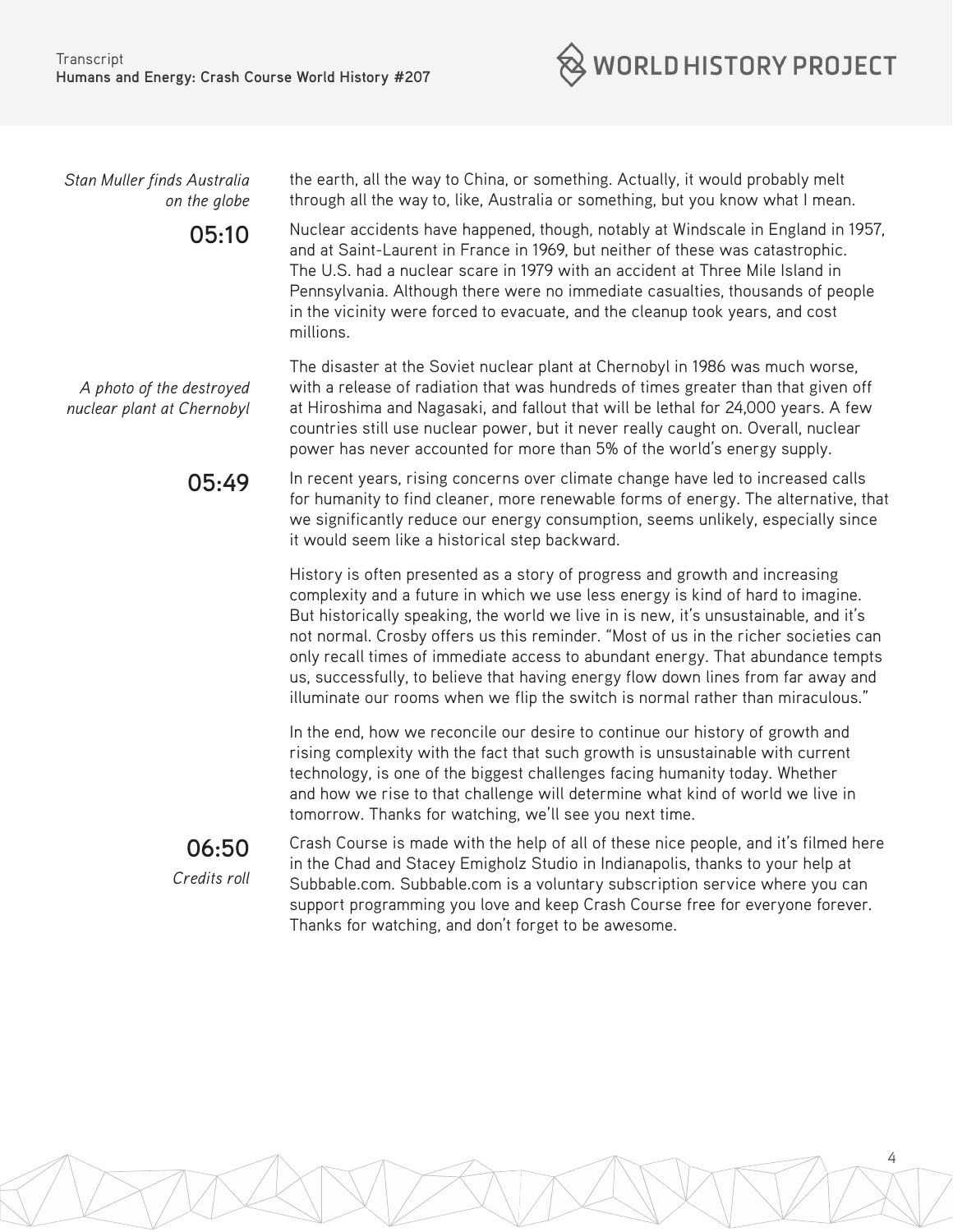*Stan Muller finds Australia on the globe*

the earth, all the way to China, or something. Actually, it would probably melt through all the way to, like, Australia or something, but you know what I mean.

**05:10**

Nuclear accidents have happened, though, notably at Windscale in England in 1957, and at Saint-Laurent in France in 1969, but neither of these was catastrophic. The U.S. had a nuclear scare in 1979 with an accident at Three Mile Island in Pennsylvania. Although there were no immediate casualties, thousands of people in the vicinity were forced to evacuate, and the cleanup took years, and cost millions.

*A photo of the destroyed nuclear plant at Chernobyl*

The disaster at the Soviet nuclear plant at Chernobyl in 1986 was much worse, with a release of radiation that was hundreds of times greater than that given off at Hiroshima and Nagasaki, and fallout that will be lethal for 24,000 years. A few countries still use nuclear power, but it never really caught on. Overall, nuclear power has never accounted for more than 5% of the world's energy supply.

**05:49**

In recent years, rising concerns over climate change have led to increased calls for humanity to find cleaner, more renewable forms of energy. The alternative, that we significantly reduce our energy consumption, seems unlikely, especially since it would seem like a historical step backward.

History is often presented as a story of progress and growth and increasing complexity and a future in which we use less energy is kind of hard to imagine. But historically speaking, the world we live in is new, it's unsustainable, and it's not normal. Crosby offers us this reminder. "Most of us in the richer societies can only recall times of immediate access to abundant energy. That abundance tempts us, successfully, to believe that having energy flow down lines from far away and illuminate our rooms when we flip the switch is normal rather than miraculous."

In the end, how we reconcile our desire to continue our history of growth and rising complexity with the fact that such growth is unsustainable with current technology, is one of the biggest challenges facing humanity today. Whether and how we rise to that challenge will determine what kind of world we live in tomorrow. Thanks for watching, we'll see you next time.

**06:50**

*Credits roll*

Crash Course is made with the help of all of these nice people, and it's filmed here in the Chad and Stacey Emigholz Studio in Indianapolis, thanks to your help at Subbable.com. Subbable.com is a voluntary subscription service where you can support programming you love and keep Crash Course free for everyone forever. Thanks for watching, and don't forget to be awesome.